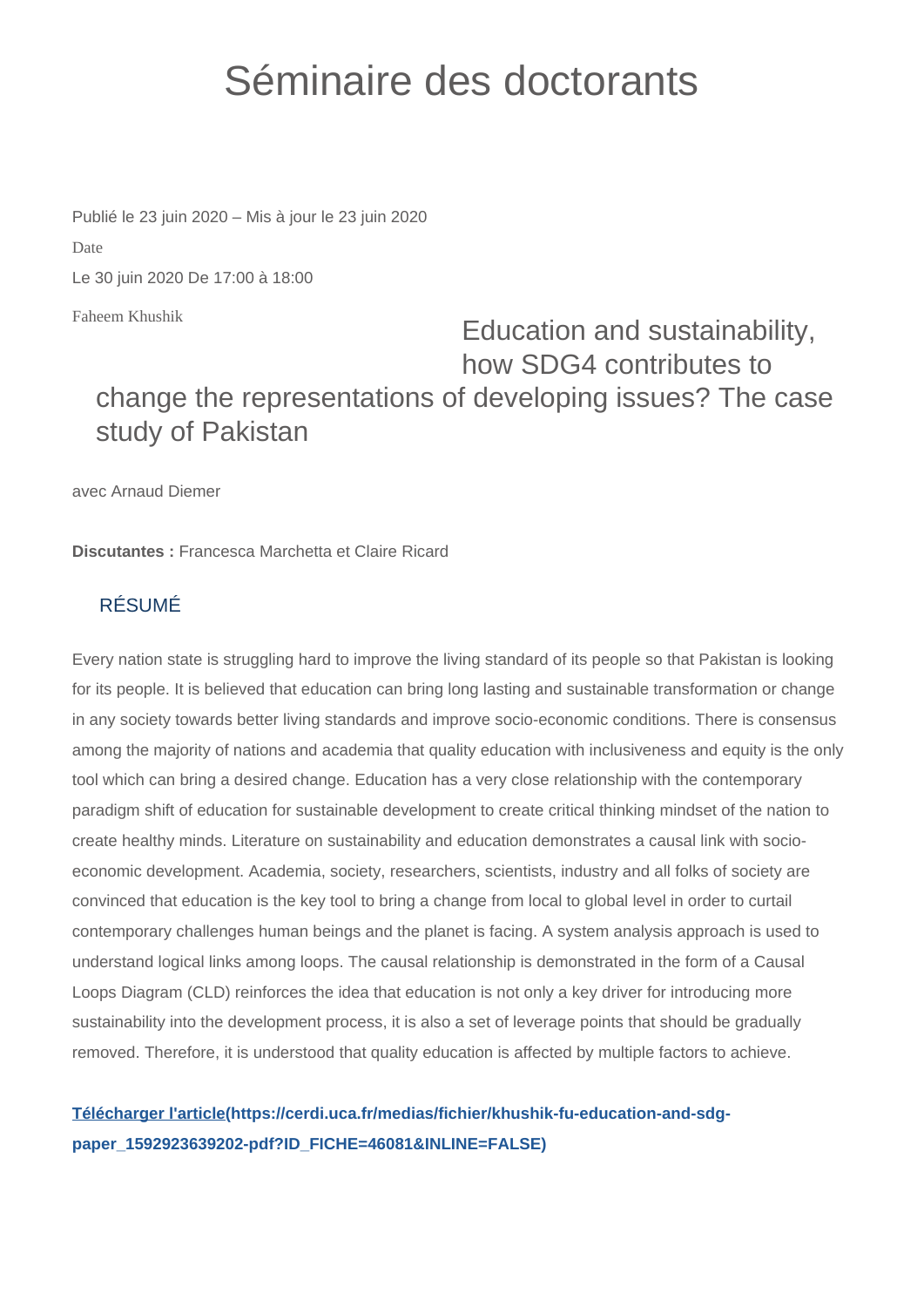# Séminaire des doctorants

Publié le 23 juin 2020 – Mis à jour le 23 juin 2020

Date

Le 30 juin 2020 De 17:00 à 18:00

Faheem Khushik

## Education and sustainability, how SDG4 contributes to change the representations of developing issues? The case study of Pakistan

avec Arnaud Diemer

**Discutantes :** Francesca Marchetta et Claire Ricard

### RÉSUMÉ

Every nation state is struggling hard to improve the living standard of its people so that Pakistan is looking for its people. It is believed that education can bring long lasting and sustainable transformation or change in any society towards better living standards and improve socio-economic conditions. There is consensus among the majority of nations and academia that quality education with inclusiveness and equity is the only tool which can bring a desired change. Education has a very close relationship with the contemporary paradigm shift of education for sustainable development to create critical thinking mindset of the nation to create healthy minds. Literature on sustainability and education demonstrates a causal link with socio-economic development. Academia, society, researchers, scientists, industry and all folks of society are convinced that education is the key tool to bring a change from local to global level in order to curtail contemporary challenges human beings and the planet is facing. A system analysis approach is used to understand logical links among loops. The causal relationship is demonstrated in the form of a Causal Loops Diagram (CLD) reinforces the idea that education is not only a key driver for introducing more sustainability into the development process, it is also a set of leverage points that should be gradually removed. Therefore, it is understood that quality education is affected by multiple factors to achieve.

**Télécharger l'article(https://cerdi.uca.fr/medias/fichier/khushik-fu-education-and-sdg-paper_1592923639202-pdf?ID_FICHE=46081&INLINE=FALSE)**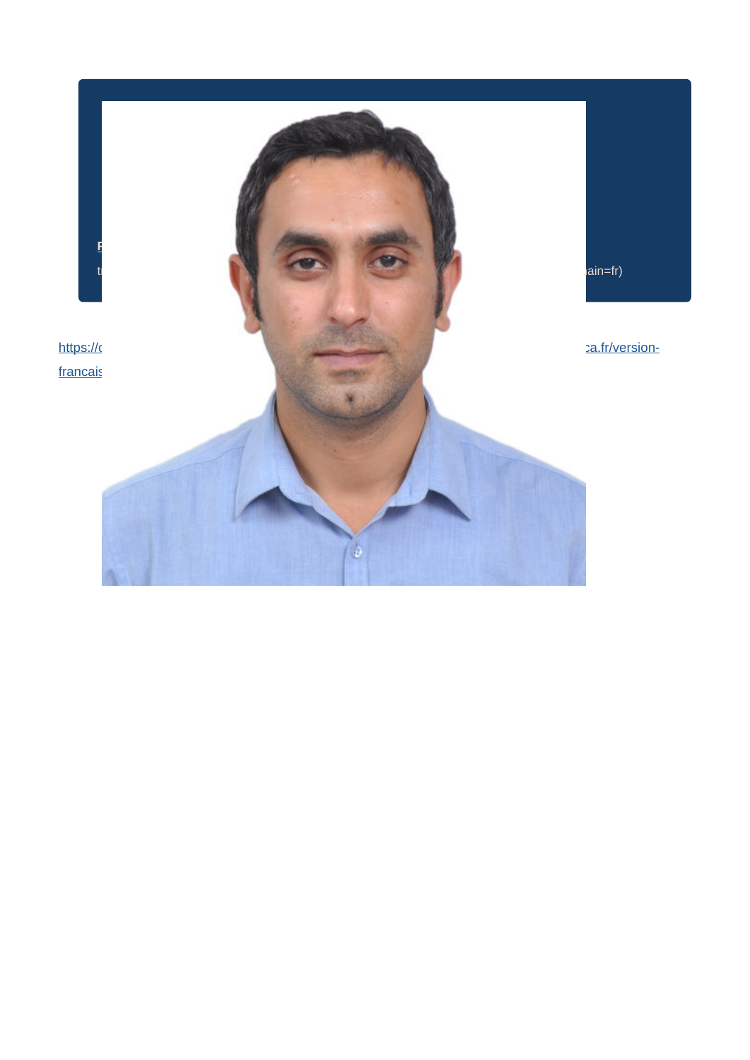F

t ain=fr)

https://c ca.fr/version-
francais